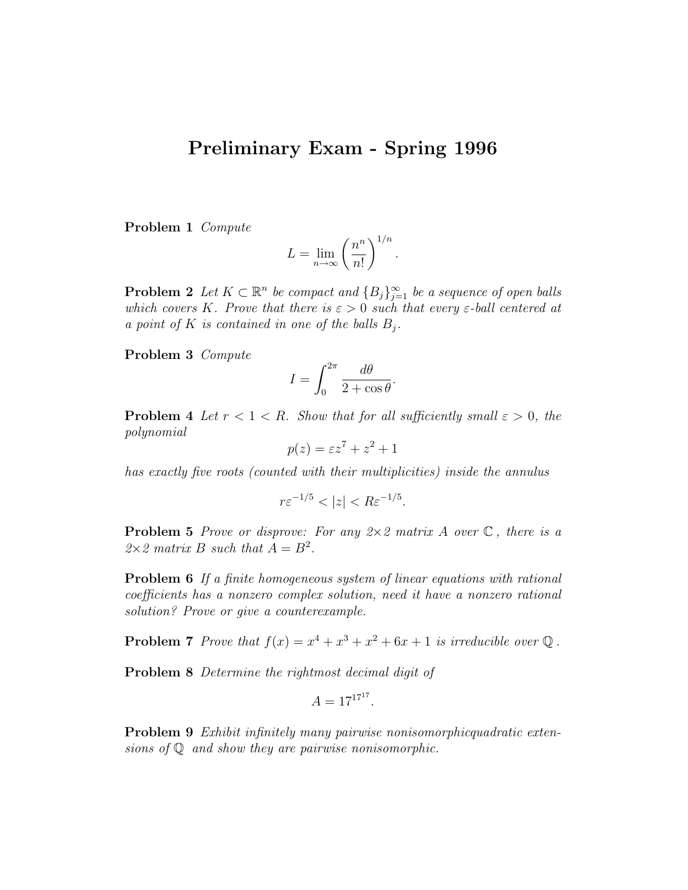# Preliminary Exam - Spring 1996

**Problem 1** *Compute*

$$L = \lim_{n\to\infty} \left( \frac{n^n}{n!} \right)^{1/n}.$$

**Problem 2** *Let $K \subset \mathbb{R}^n$ be compact and $\{B_j\}_{j=1}^{\infty}$ be a sequence of open balls which covers $K$. Prove that there is $\varepsilon > 0$ such that every $\varepsilon$-ball centered at a point of $K$ is contained in one of the balls $B_j$.*

**Problem 3** *Compute*

$$I = \int_0^{2\pi} \frac{d\theta}{2 + \cos\theta}.$$

**Problem 4** *Let $r < 1 < R$. Show that for all sufficiently small $\varepsilon > 0$, the polynomial*

$$p(z) = \varepsilon z^7 + z^2 + 1$$

*has exactly five roots (counted with their multiplicities) inside the annulus*

$$r\varepsilon^{-1/5} < |z| < R\varepsilon^{-1/5}.$$

**Problem 5** *Prove or disprove: For any 2×2 matrix $A$ over $\mathbb{C}$ , there is a 2×2 matrix $B$ such that $A = B^2$.*

**Problem 6** *If a finite homogeneous system of linear equations with rational coefficients has a nonzero complex solution, need it have a nonzero rational solution? Prove or give a counterexample.*

**Problem 7** *Prove that $f(x) = x^4 + x^3 + x^2 + 6x + 1$ is irreducible over $\mathbb{Q}$ .*

**Problem 8** *Determine the rightmost decimal digit of*

$$A = 17^{17^{17}}.$$

**Problem 9** *Exhibit infinitely many pairwise nonisomorphicquadratic extensions of $\mathbb{Q}$ and show they are pairwise nonisomorphic.*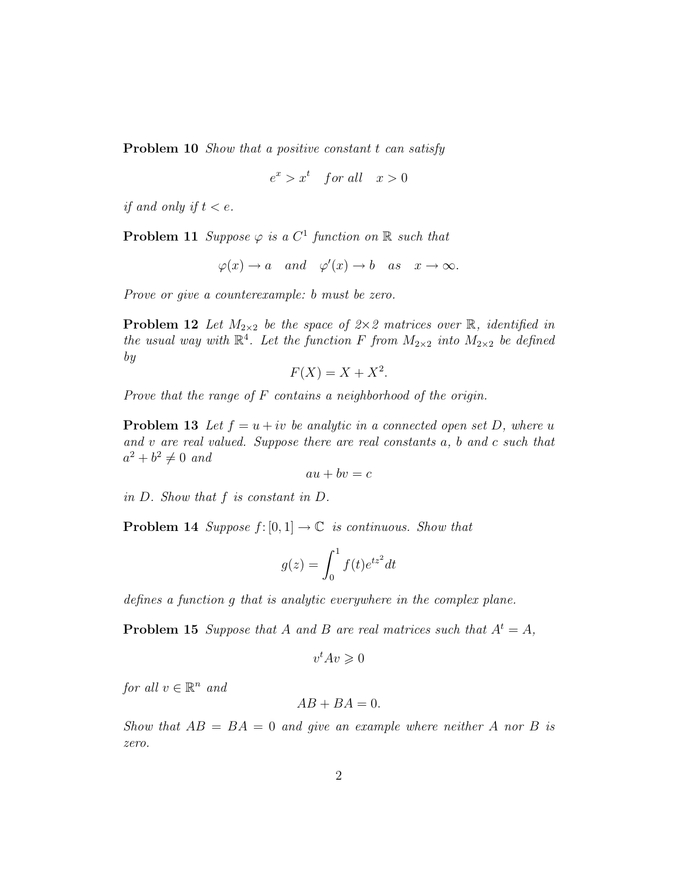**Problem 10** *Show that a positive constant $t$ can satisfy*

$$e^x > x^t \quad \textit{for all} \quad x > 0$$

*if and only if $t < e$.*

**Problem 11** *Suppose $\varphi$ is a $C^1$ function on $\mathbb{R}$ such that*

$$\varphi(x) \to a \quad \textit{and} \quad \varphi'(x) \to b \quad \textit{as} \quad x \to \infty.$$

*Prove or give a counterexample: $b$ must be zero.*

**Problem 12** *Let $M_{2\times 2}$ be the space of $2\times 2$ matrices over $\mathbb{R}$, identified in the usual way with $\mathbb{R}^4$. Let the function $F$ from $M_{2\times 2}$ into $M_{2\times 2}$ be defined by*

$$F(X) = X + X^2.$$

*Prove that the range of $F$ contains a neighborhood of the origin.*

**Problem 13** *Let $f = u + iv$ be analytic in a connected open set $D$, where $u$ and $v$ are real valued. Suppose there are real constants $a$, $b$ and $c$ such that $a^2 + b^2 \neq 0$ and*

$$au + bv = c$$

*in $D$. Show that $f$ is constant in $D$.*

**Problem 14** *Suppose $f\colon [0,1] \to \mathbb{C}$ is continuous. Show that*

$$g(z) = \int_0^1 f(t)e^{tz^2}dt$$

*defines a function $g$ that is analytic everywhere in the complex plane.*

**Problem 15** *Suppose that $A$ and $B$ are real matrices such that $A^t = A$,*

$$v^t A v \geqslant 0$$

*for all $v \in \mathbb{R}^n$ and*

$$AB + BA = 0.$$

*Show that $AB = BA = 0$ and give an example where neither $A$ nor $B$ is zero.*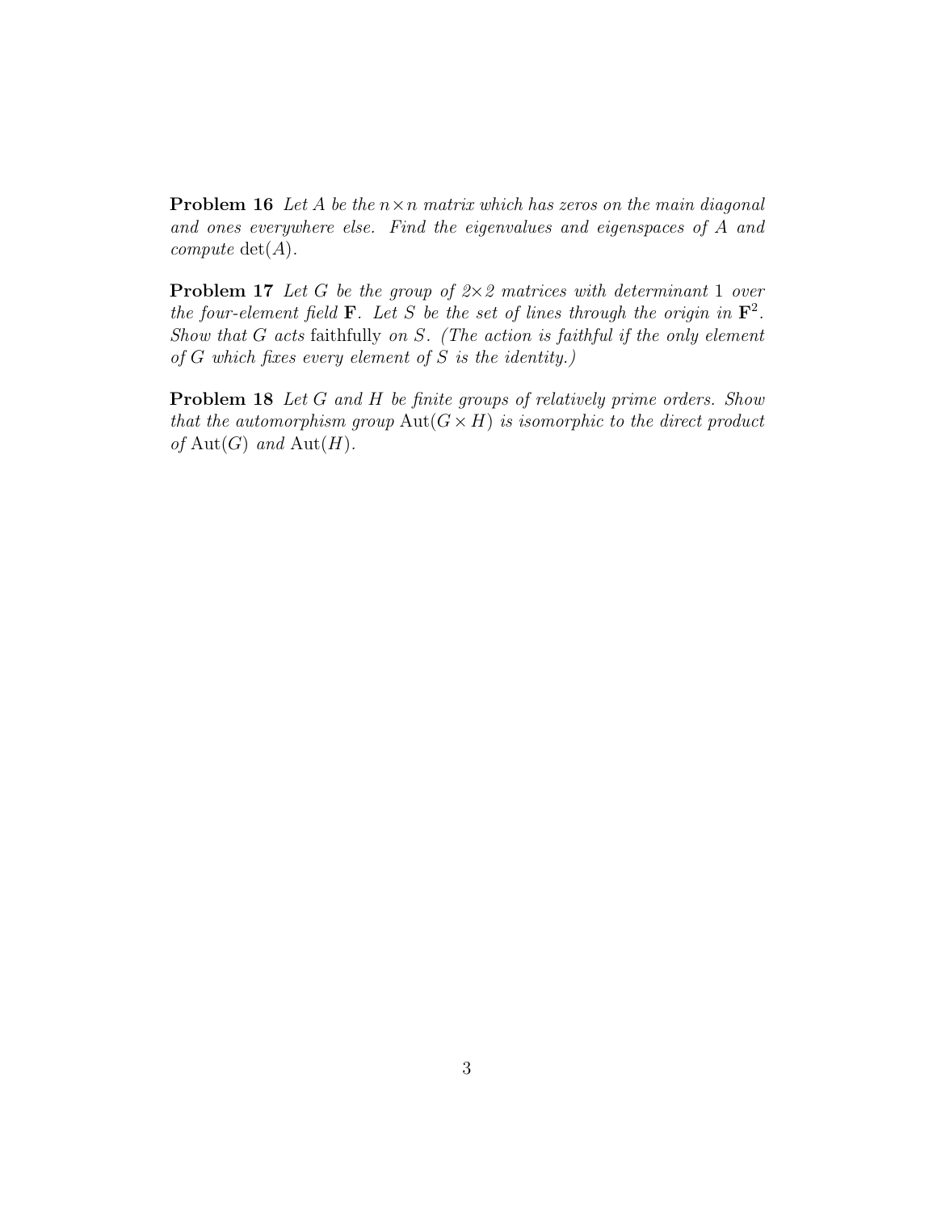**Problem 16** *Let $A$ be the $n \times n$ matrix which has zeros on the main diagonal and ones everywhere else. Find the eigenvalues and eigenspaces of $A$ and compute* $\det(A)$.

**Problem 17** *Let $G$ be the group of $2 \times 2$ matrices with determinant* 1 *over the four-element field* $\mathbf{F}$. *Let $S$ be the set of lines through the origin in* $\mathbf{F}^2$. *Show that $G$ acts* faithfully *on $S$. (The action is faithful if the only element of $G$ which fixes every element of $S$ is the identity.)*

**Problem 18** *Let $G$ and $H$ be finite groups of relatively prime orders. Show that the automorphism group* $\operatorname{Aut}(G \times H)$ *is isomorphic to the direct product of* $\operatorname{Aut}(G)$ *and* $\operatorname{Aut}(H)$.